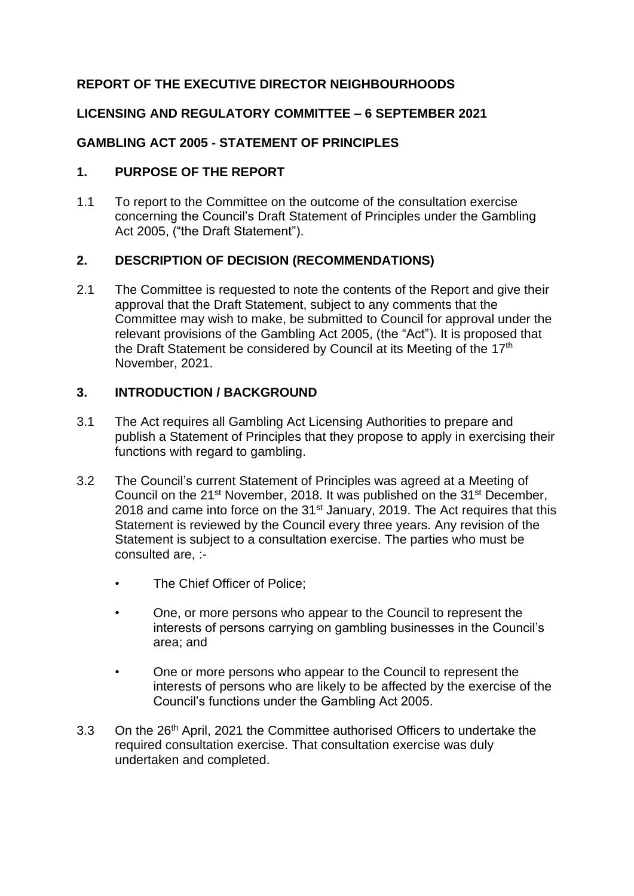**REPORT OF THE EXECUTIVE DIRECTOR NEIGHBOURHOODS**

**LICENSING AND REGULATORY COMMITTEE – 6 SEPTEMBER 2021**

**GAMBLING ACT 2005 - STATEMENT OF PRINCIPLES**

## 1. PURPOSE OF THE REPORT

1.1 To report to the Committee on the outcome of the consultation exercise concerning the Council's Draft Statement of Principles under the Gambling Act 2005, ("the Draft Statement").

## 2. DESCRIPTION OF DECISION (RECOMMENDATIONS)

2.1 The Committee is requested to note the contents of the Report and give their approval that the Draft Statement, subject to any comments that the Committee may wish to make, be submitted to Council for approval under the relevant provisions of the Gambling Act 2005, (the "Act"). It is proposed that the Draft Statement be considered by Council at its Meeting of the 17th November, 2021.

## 3. INTRODUCTION / BACKGROUND

3.1 The Act requires all Gambling Act Licensing Authorities to prepare and publish a Statement of Principles that they propose to apply in exercising their functions with regard to gambling.

3.2 The Council's current Statement of Principles was agreed at a Meeting of Council on the 21st November, 2018. It was published on the 31st December, 2018 and came into force on the 31st January, 2019. The Act requires that this Statement is reviewed by the Council every three years. Any revision of the Statement is subject to a consultation exercise. The parties who must be consulted are, :-

- The Chief Officer of Police;
- One, or more persons who appear to the Council to represent the interests of persons carrying on gambling businesses in the Council's area; and
- One or more persons who appear to the Council to represent the interests of persons who are likely to be affected by the exercise of the Council's functions under the Gambling Act 2005.

3.3 On the 26th April, 2021 the Committee authorised Officers to undertake the required consultation exercise. That consultation exercise was duly undertaken and completed.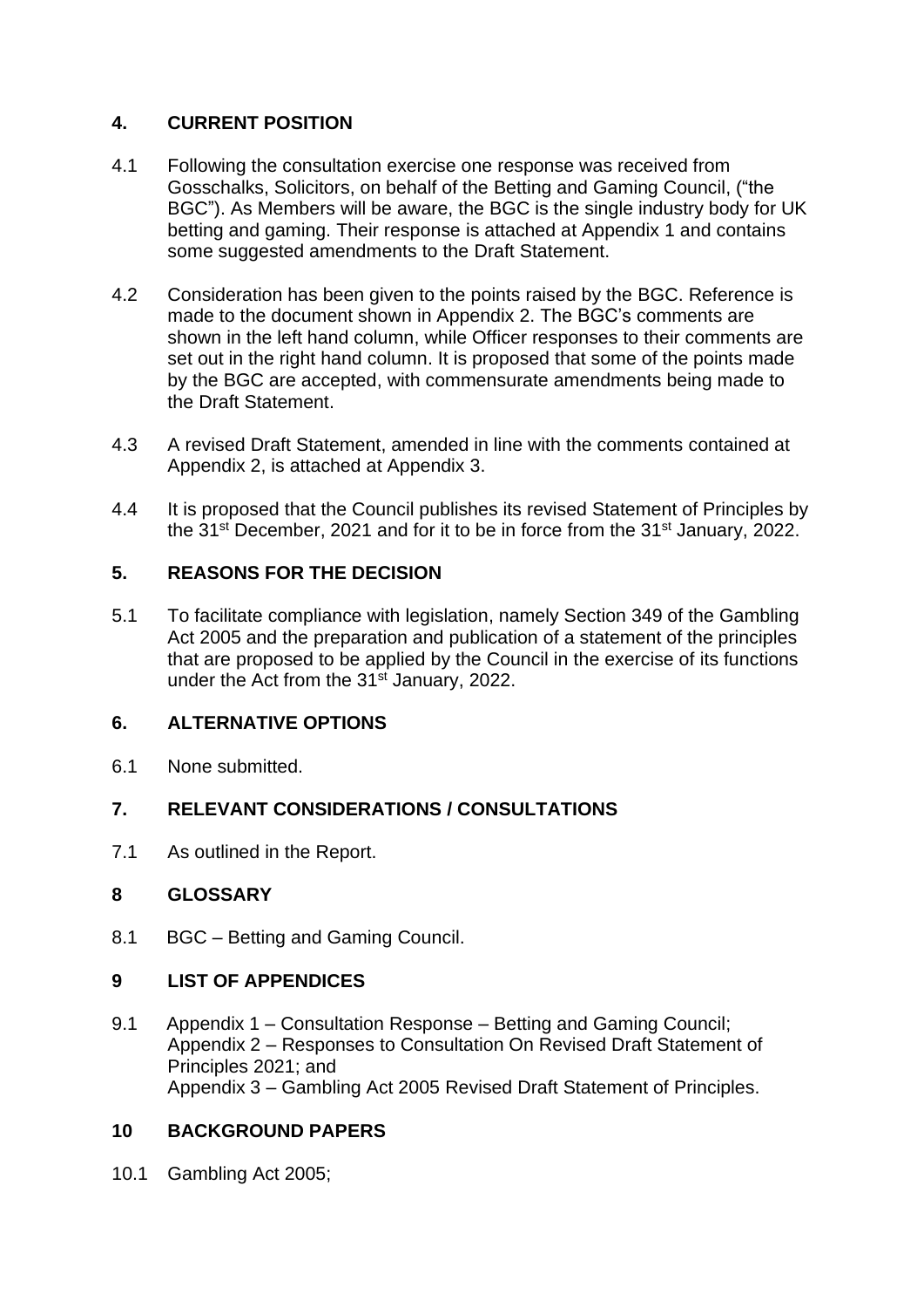## 4. CURRENT POSITION

4.1 Following the consultation exercise one response was received from Gosschalks, Solicitors, on behalf of the Betting and Gaming Council, ("the BGC"). As Members will be aware, the BGC is the single industry body for UK betting and gaming. Their response is attached at Appendix 1 and contains some suggested amendments to the Draft Statement.

4.2 Consideration has been given to the points raised by the BGC. Reference is made to the document shown in Appendix 2. The BGC's comments are shown in the left hand column, while Officer responses to their comments are set out in the right hand column. It is proposed that some of the points made by the BGC are accepted, with commensurate amendments being made to the Draft Statement.

4.3 A revised Draft Statement, amended in line with the comments contained at Appendix 2, is attached at Appendix 3.

4.4 It is proposed that the Council publishes its revised Statement of Principles by the 31st December, 2021 and for it to be in force from the 31st January, 2022.

## 5. REASONS FOR THE DECISION

5.1 To facilitate compliance with legislation, namely Section 349 of the Gambling Act 2005 and the preparation and publication of a statement of the principles that are proposed to be applied by the Council in the exercise of its functions under the Act from the 31st January, 2022.

## 6. ALTERNATIVE OPTIONS

6.1 None submitted.

## 7. RELEVANT CONSIDERATIONS / CONSULTATIONS

7.1 As outlined in the Report.

## 8 GLOSSARY

8.1 BGC – Betting and Gaming Council.

## 9 LIST OF APPENDICES

9.1 Appendix 1 – Consultation Response – Betting and Gaming Council;
Appendix 2 – Responses to Consultation On Revised Draft Statement of Principles 2021; and
Appendix 3 – Gambling Act 2005 Revised Draft Statement of Principles.

## 10 BACKGROUND PAPERS

10.1 Gambling Act 2005;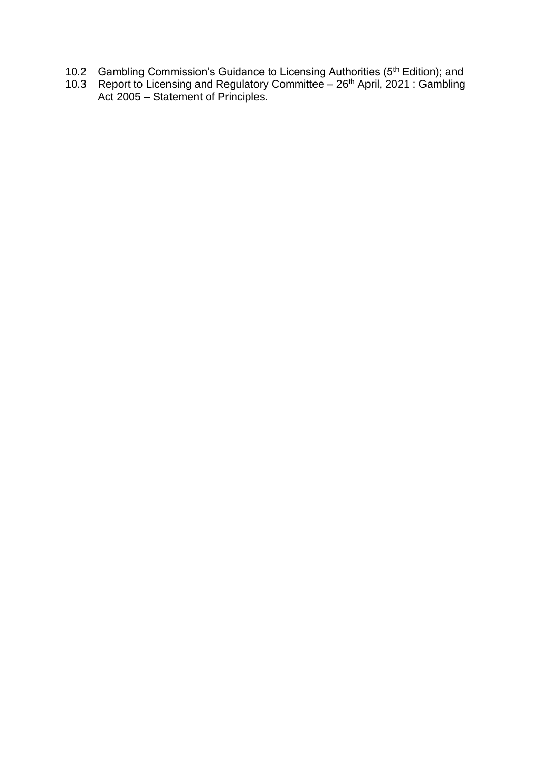10.2 Gambling Commission's Guidance to Licensing Authorities (5th Edition); and

10.3 Report to Licensing and Regulatory Committee – 26th April, 2021 : Gambling Act 2005 – Statement of Principles.